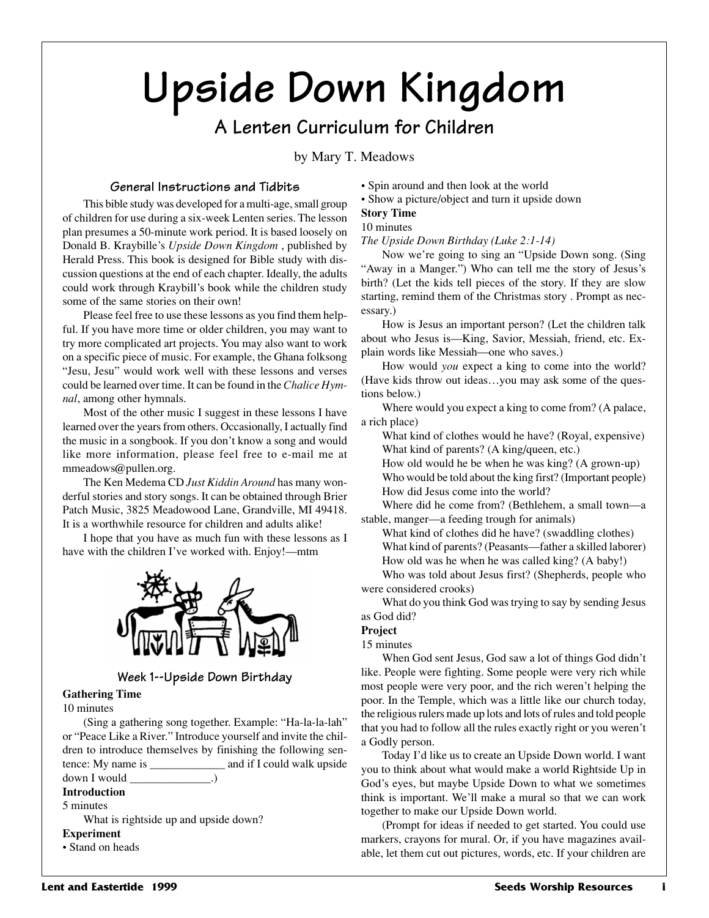# Upside Down Kingdom

## A Lenten Curriculum for Children

by Mary T. Meadows

### General Instructions and Tidbits

This bible study was developed for a multi-age, small group of children for use during a six-week Lenten series. The lesson plan presumes a 50-minute work period. It is based loosely on Donald B. Kraybille's *Upside Down Kingdom* , published by Herald Press. This book is designed for Bible study with discussion questions at the end of each chapter. Ideally, the adults could work through Kraybill's book while the children study some of the same stories on their own!

Please feel free to use these lessons as you find them helpful. If you have more time or older children, you may want to try more complicated art projects. You may also want to work on a specific piece of music. For example, the Ghana folksong "Jesu, Jesu" would work well with these lessons and verses could be learned over time. It can be found in the *Chalice Hymnal*, among other hymnals.

Most of the other music I suggest in these lessons I have learned over the years from others. Occasionally, I actually find the music in a songbook. If you don't know a song and would like more information, please feel free to e-mail me at mmeadows@pullen.org.

The Ken Medema CD *Just Kiddin Around* has many wonderful stories and story songs. It can be obtained through Brier Patch Music, 3825 Meadowood Lane, Grandville, MI 49418. It is a worthwhile resource for children and adults alike!

I hope that you have as much fun with these lessons as I have with the children I've worked with. Enjoy!—mtm

### Week 1--Upside Down Birthday

**Gathering Time**
10 minutes

(Sing a gathering song together. Example: "Ha-la-la-lah" or "Peace Like a River." Introduce yourself and invite the children to introduce themselves by finishing the following sentence: My name is _____________ and if I could walk upside down I would ______________.)

**Introduction**
5 minutes

What is rightside up and upside down?

**Experiment**

- Stand on heads
- Spin around and then look at the world
- Show a picture/object and turn it upside down

**Story Time**
10 minutes

*The Upside Down Birthday (Luke 2:1-14)*

Now we're going to sing an "Upside Down song. (Sing "Away in a Manger.") Who can tell me the story of Jesus's birth? (Let the kids tell pieces of the story. If they are slow starting, remind them of the Christmas story . Prompt as necessary.)

How is Jesus an important person? (Let the children talk about who Jesus is—King, Savior, Messiah, friend, etc. Explain words like Messiah—one who saves.)

How would *you* expect a king to come into the world? (Have kids throw out ideas…you may ask some of the questions below.)

Where would you expect a king to come from? (A palace, a rich place)

What kind of clothes would he have? (Royal, expensive)

What kind of parents? (A king/queen, etc.)

How old would he be when he was king? (A grown-up)

Who would be told about the king first? (Important people)

How did Jesus come into the world?

Where did he come from? (Bethlehem, a small town—a stable, manger—a feeding trough for animals)

What kind of clothes did he have? (swaddling clothes)

What kind of parents? (Peasants—father a skilled laborer)

How old was he when he was called king? (A baby!)

Who was told about Jesus first? (Shepherds, people who were considered crooks)

What do you think God was trying to say by sending Jesus as God did?

**Project**
15 minutes

When God sent Jesus, God saw a lot of things God didn't like. People were fighting. Some people were very rich while most people were very poor, and the rich weren't helping the poor. In the Temple, which was a little like our church today, the religious rulers made up lots and lots of rules and told people that you had to follow all the rules exactly right or you weren't a Godly person.

Today I'd like us to create an Upside Down world. I want you to think about what would make a world Rightside Up in God's eyes, but maybe Upside Down to what we sometimes think is important. We'll make a mural so that we can work together to make our Upside Down world.

(Prompt for ideas if needed to get started. You could use markers, crayons for mural. Or, if you have magazines available, let them cut out pictures, words, etc. If your children are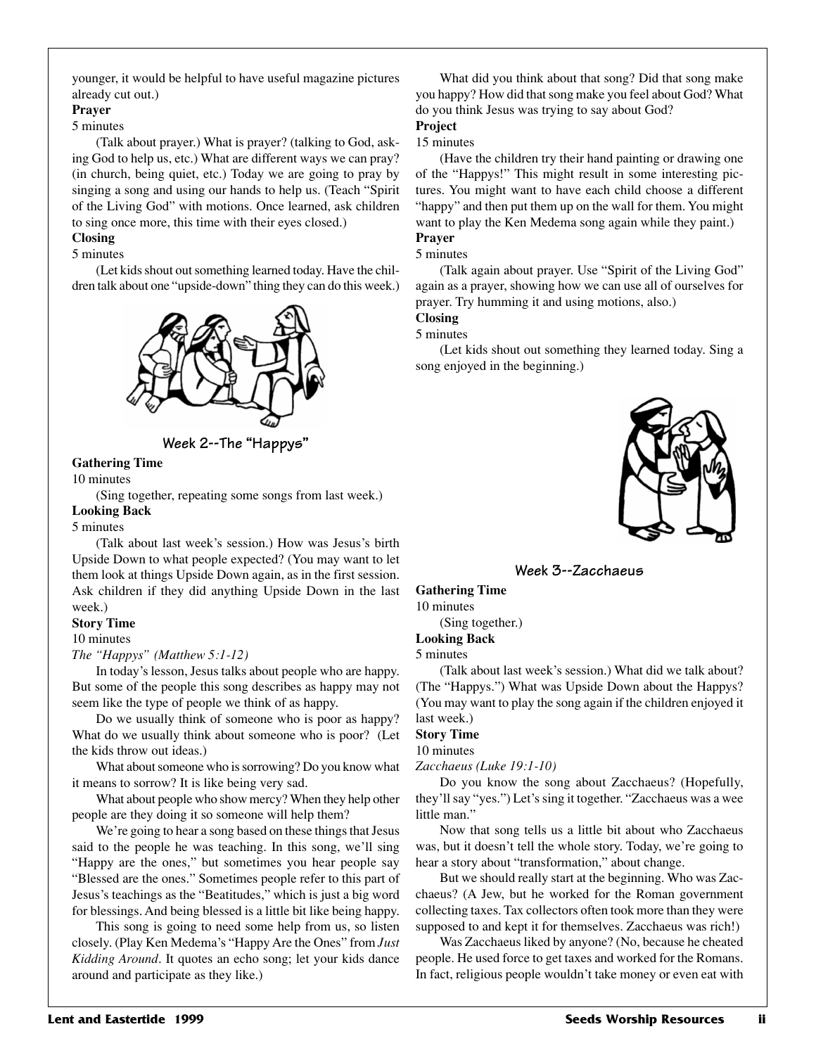younger, it would be helpful to have useful magazine pictures already cut out.)

**Prayer**

5 minutes

(Talk about prayer.) What is prayer? (talking to God, asking God to help us, etc.) What are different ways we can pray? (in church, being quiet, etc.) Today we are going to pray by singing a song and using our hands to help us. (Teach "Spirit of the Living God" with motions. Once learned, ask children to sing once more, this time with their eyes closed.)

**Closing**

5 minutes

(Let kids shout out something learned today. Have the children talk about one "upside-down" thing they can do this week.)

## Week 2--The "Happys"

**Gathering Time**

10 minutes

(Sing together, repeating some songs from last week.)

**Looking Back**

5 minutes

(Talk about last week's session.) How was Jesus's birth Upside Down to what people expected? (You may want to let them look at things Upside Down again, as in the first session. Ask children if they did anything Upside Down in the last week.)

**Story Time**

10 minutes

*The "Happys" (Matthew 5:1-12)*

In today's lesson, Jesus talks about people who are happy. But some of the people this song describes as happy may not seem like the type of people we think of as happy.

Do we usually think of someone who is poor as happy? What do we usually think about someone who is poor? (Let the kids throw out ideas.)

What about someone who is sorrowing? Do you know what it means to sorrow? It is like being very sad.

What about people who show mercy? When they help other people are they doing it so someone will help them?

We're going to hear a song based on these things that Jesus said to the people he was teaching. In this song, we'll sing "Happy are the ones," but sometimes you hear people say "Blessed are the ones." Sometimes people refer to this part of Jesus's teachings as the "Beatitudes," which is just a big word for blessings. And being blessed is a little bit like being happy.

This song is going to need some help from us, so listen closely. (Play Ken Medema's "Happy Are the Ones" from *Just Kidding Around*. It quotes an echo song; let your kids dance around and participate as they like.)

What did you think about that song? Did that song make you happy? How did that song make you feel about God? What do you think Jesus was trying to say about God?

**Project**

15 minutes

(Have the children try their hand painting or drawing one of the "Happys!" This might result in some interesting pictures. You might want to have each child choose a different "happy" and then put them up on the wall for them. You might want to play the Ken Medema song again while they paint.)

**Prayer**

5 minutes

(Talk again about prayer. Use "Spirit of the Living God" again as a prayer, showing how we can use all of ourselves for prayer. Try humming it and using motions, also.)

**Closing**

5 minutes

(Let kids shout out something they learned today. Sing a song enjoyed in the beginning.)

## Week 3--Zacchaeus

**Gathering Time**

10 minutes

(Sing together.)

**Looking Back**

5 minutes

(Talk about last week's session.) What did we talk about? (The "Happys.") What was Upside Down about the Happys? (You may want to play the song again if the children enjoyed it last week.)

**Story Time**

10 minutes

*Zacchaeus (Luke 19:1-10)*

Do you know the song about Zacchaeus? (Hopefully, they'll say "yes.") Let's sing it together. "Zacchaeus was a wee little man."

Now that song tells us a little bit about who Zacchaeus was, but it doesn't tell the whole story. Today, we're going to hear a story about "transformation," about change.

But we should really start at the beginning. Who was Zacchaeus? (A Jew, but he worked for the Roman government collecting taxes. Tax collectors often took more than they were supposed to and kept it for themselves. Zacchaeus was rich!)

Was Zacchaeus liked by anyone? (No, because he cheated people. He used force to get taxes and worked for the Romans. In fact, religious people wouldn't take money or even eat with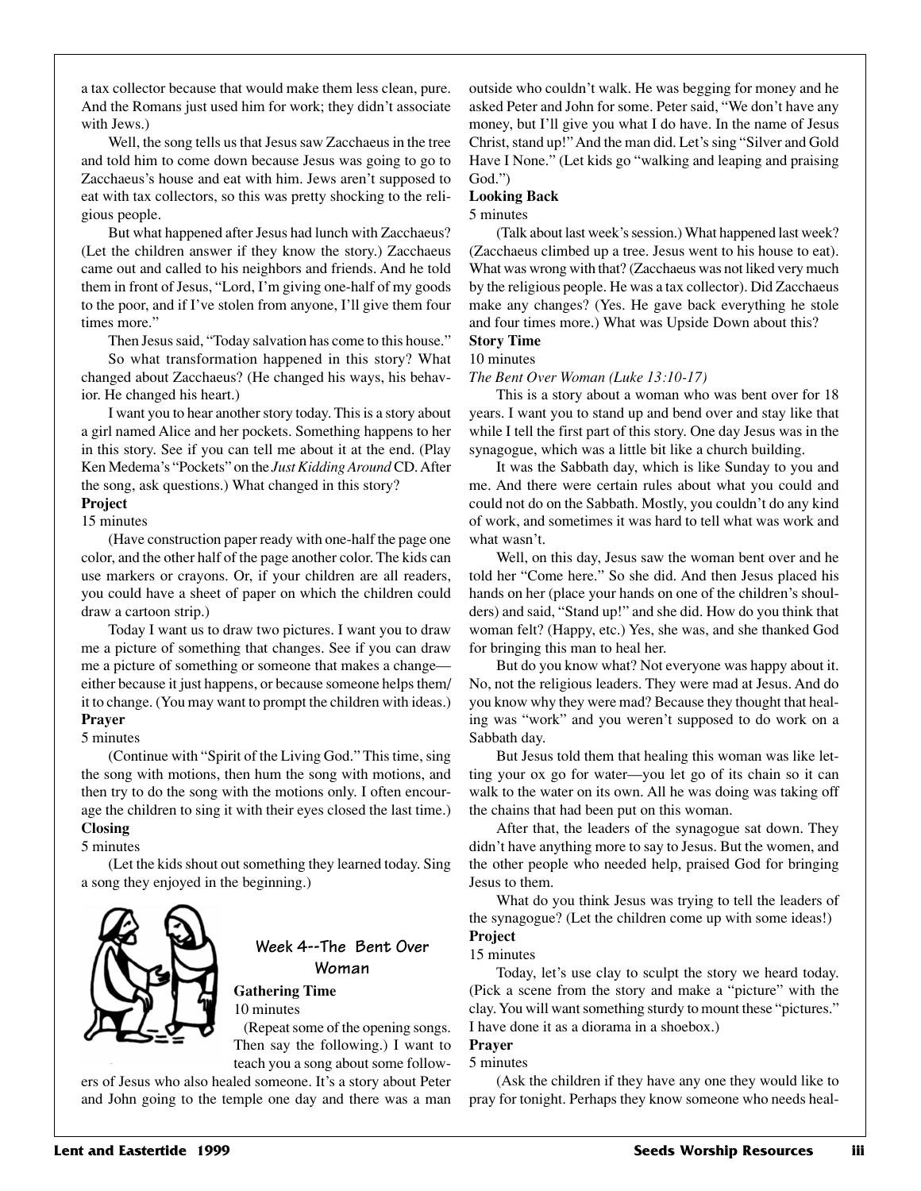a tax collector because that would make them less clean, pure. And the Romans just used him for work; they didn't associate with Jews.)

Well, the song tells us that Jesus saw Zacchaeus in the tree and told him to come down because Jesus was going to go to Zacchaeus's house and eat with him. Jews aren't supposed to eat with tax collectors, so this was pretty shocking to the religious people.

But what happened after Jesus had lunch with Zacchaeus? (Let the children answer if they know the story.) Zacchaeus came out and called to his neighbors and friends. And he told them in front of Jesus, "Lord, I'm giving one-half of my goods to the poor, and if I've stolen from anyone, I'll give them four times more."

Then Jesus said, "Today salvation has come to this house."

So what transformation happened in this story? What changed about Zacchaeus? (He changed his ways, his behavior. He changed his heart.)

I want you to hear another story today. This is a story about a girl named Alice and her pockets. Something happens to her in this story. See if you can tell me about it at the end. (Play Ken Medema's "Pockets" on the *Just Kidding Around* CD. After the song, ask questions.) What changed in this story?

**Project**
15 minutes

(Have construction paper ready with one-half the page one color, and the other half of the page another color. The kids can use markers or crayons. Or, if your children are all readers, you could have a sheet of paper on which the children could draw a cartoon strip.)

Today I want us to draw two pictures. I want you to draw me a picture of something that changes. See if you can draw me a picture of something or someone that makes a change—either because it just happens, or because someone helps them/it to change. (You may want to prompt the children with ideas.)

**Prayer**
5 minutes

(Continue with "Spirit of the Living God." This time, sing the song with motions, then hum the song with motions, and then try to do the song with the motions only. I often encourage the children to sing it with their eyes closed the last time.)

**Closing**
5 minutes

(Let the kids shout out something they learned today. Sing a song they enjoyed in the beginning.)

### Week 4--The Bent Over Woman

**Gathering Time**
10 minutes

(Repeat some of the opening songs. Then say the following.) I want to teach you a song about some followers of Jesus who also healed someone. It's a story about Peter and John going to the temple one day and there was a man outside who couldn't walk. He was begging for money and he asked Peter and John for some. Peter said, "We don't have any money, but I'll give you what I do have. In the name of Jesus Christ, stand up!" And the man did. Let's sing "Silver and Gold Have I None." (Let kids go "walking and leaping and praising God.")

**Looking Back**
5 minutes

(Talk about last week's session.) What happened last week? (Zacchaeus climbed up a tree. Jesus went to his house to eat). What was wrong with that? (Zacchaeus was not liked very much by the religious people. He was a tax collector). Did Zacchaeus make any changes? (Yes. He gave back everything he stole and four times more.) What was Upside Down about this?

**Story Time**
10 minutes

*The Bent Over Woman (Luke 13:10-17)*

This is a story about a woman who was bent over for 18 years. I want you to stand up and bend over and stay like that while I tell the first part of this story. One day Jesus was in the synagogue, which was a little bit like a church building.

It was the Sabbath day, which is like Sunday to you and me. And there were certain rules about what you could and could not do on the Sabbath. Mostly, you couldn't do any kind of work, and sometimes it was hard to tell what was work and what wasn't.

Well, on this day, Jesus saw the woman bent over and he told her "Come here." So she did. And then Jesus placed his hands on her (place your hands on one of the children's shoulders) and said, "Stand up!" and she did. How do you think that woman felt? (Happy, etc.) Yes, she was, and she thanked God for bringing this man to heal her.

But do you know what? Not everyone was happy about it. No, not the religious leaders. They were mad at Jesus. And do you know why they were mad? Because they thought that healing was "work" and you weren't supposed to do work on a Sabbath day.

But Jesus told them that healing this woman was like letting your ox go for water—you let go of its chain so it can walk to the water on its own. All he was doing was taking off the chains that had been put on this woman.

After that, the leaders of the synagogue sat down. They didn't have anything more to say to Jesus. But the women, and the other people who needed help, praised God for bringing Jesus to them.

What do you think Jesus was trying to tell the leaders of the synagogue? (Let the children come up with some ideas!)

**Project**
15 minutes

Today, let's use clay to sculpt the story we heard today. (Pick a scene from the story and make a "picture" with the clay. You will want something sturdy to mount these "pictures." I have done it as a diorama in a shoebox.)

**Prayer**
5 minutes

(Ask the children if they have any one they would like to pray for tonight. Perhaps they know someone who needs heal-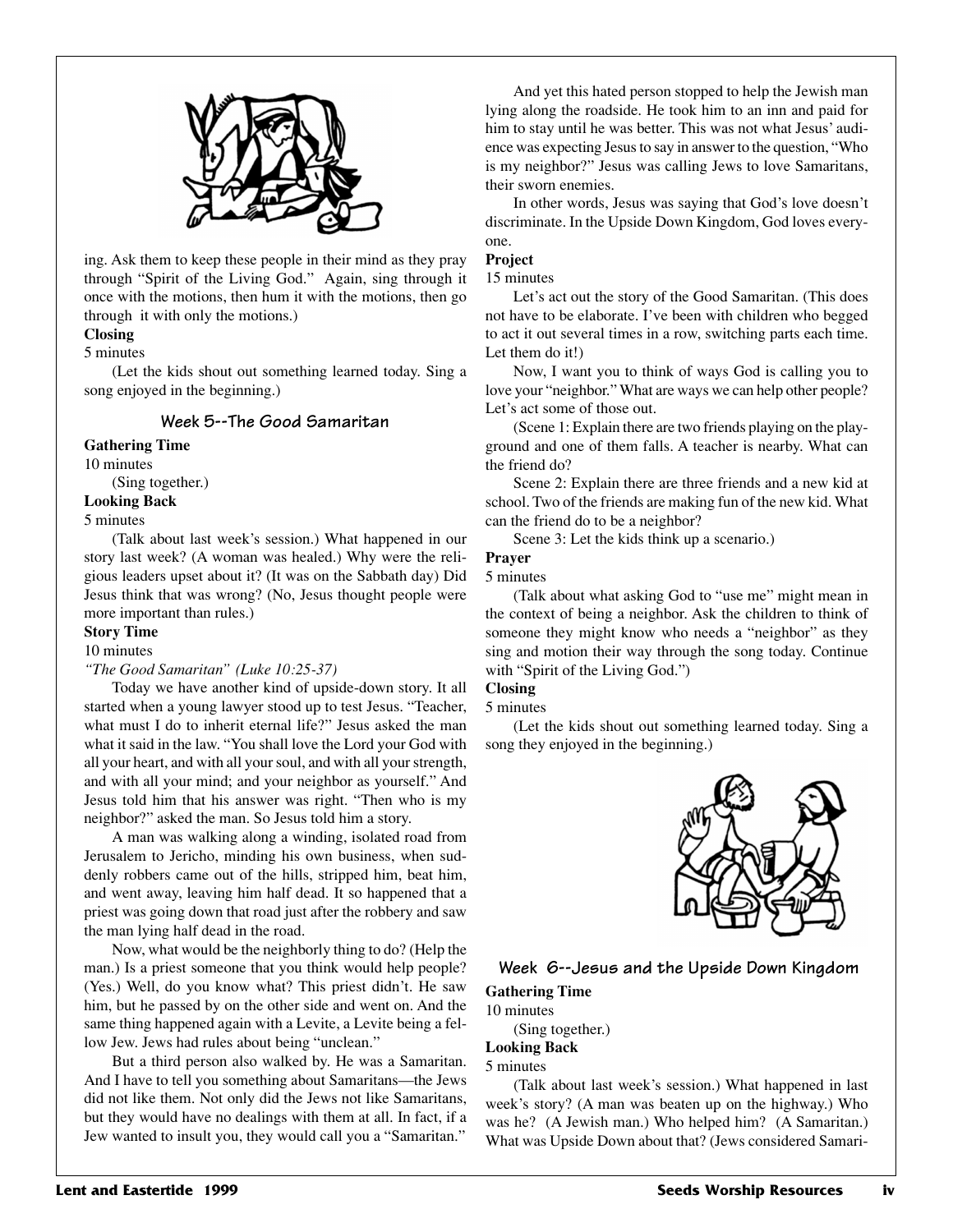ing. Ask them to keep these people in their mind as they pray through "Spirit of the Living God." Again, sing through it once with the motions, then hum it with the motions, then go through it with only the motions.)

**Closing**

5 minutes

(Let the kids shout out something learned today. Sing a song enjoyed in the beginning.)

### Week 5--The Good Samaritan

**Gathering Time**

10 minutes

(Sing together.)

**Looking Back**

5 minutes

(Talk about last week's session.) What happened in our story last week? (A woman was healed.) Why were the religious leaders upset about it? (It was on the Sabbath day) Did Jesus think that was wrong? (No, Jesus thought people were more important than rules.)

**Story Time**

10 minutes

*"The Good Samaritan" (Luke 10:25-37)*

Today we have another kind of upside-down story. It all started when a young lawyer stood up to test Jesus. "Teacher, what must I do to inherit eternal life?" Jesus asked the man what it said in the law. "You shall love the Lord your God with all your heart, and with all your soul, and with all your strength, and with all your mind; and your neighbor as yourself." And Jesus told him that his answer was right. "Then who is my neighbor?" asked the man. So Jesus told him a story.

A man was walking along a winding, isolated road from Jerusalem to Jericho, minding his own business, when suddenly robbers came out of the hills, stripped him, beat him, and went away, leaving him half dead. It so happened that a priest was going down that road just after the robbery and saw the man lying half dead in the road.

Now, what would be the neighborly thing to do? (Help the man.) Is a priest someone that you think would help people? (Yes.) Well, do you know what? This priest didn't. He saw him, but he passed by on the other side and went on. And the same thing happened again with a Levite, a Levite being a fellow Jew. Jews had rules about being "unclean."

But a third person also walked by. He was a Samaritan. And I have to tell you something about Samaritans—the Jews did not like them. Not only did the Jews not like Samaritans, but they would have no dealings with them at all. In fact, if a Jew wanted to insult you, they would call you a "Samaritan."

And yet this hated person stopped to help the Jewish man lying along the roadside. He took him to an inn and paid for him to stay until he was better. This was not what Jesus' audience was expecting Jesus to say in answer to the question, "Who is my neighbor?" Jesus was calling Jews to love Samaritans, their sworn enemies.

In other words, Jesus was saying that God's love doesn't discriminate. In the Upside Down Kingdom, God loves everyone.

**Project**

15 minutes

Let's act out the story of the Good Samaritan. (This does not have to be elaborate. I've been with children who begged to act it out several times in a row, switching parts each time. Let them do it!)

Now, I want you to think of ways God is calling you to love your "neighbor." What are ways we can help other people? Let's act some of those out.

(Scene 1: Explain there are two friends playing on the playground and one of them falls. A teacher is nearby. What can the friend do?

Scene 2: Explain there are three friends and a new kid at school. Two of the friends are making fun of the new kid. What can the friend do to be a neighbor?

Scene 3: Let the kids think up a scenario.)

**Prayer**

5 minutes

(Talk about what asking God to "use me" might mean in the context of being a neighbor. Ask the children to think of someone they might know who needs a "neighbor" as they sing and motion their way through the song today. Continue with "Spirit of the Living God.")

**Closing**

5 minutes

(Let the kids shout out something learned today. Sing a song they enjoyed in the beginning.)

### Week 6--Jesus and the Upside Down Kingdom

**Gathering Time**

10 minutes

(Sing together.)

**Looking Back**

5 minutes

(Talk about last week's session.) What happened in last week's story? (A man was beaten up on the highway.) Who was he? (A Jewish man.) Who helped him? (A Samaritan.) What was Upside Down about that? (Jews considered Samari-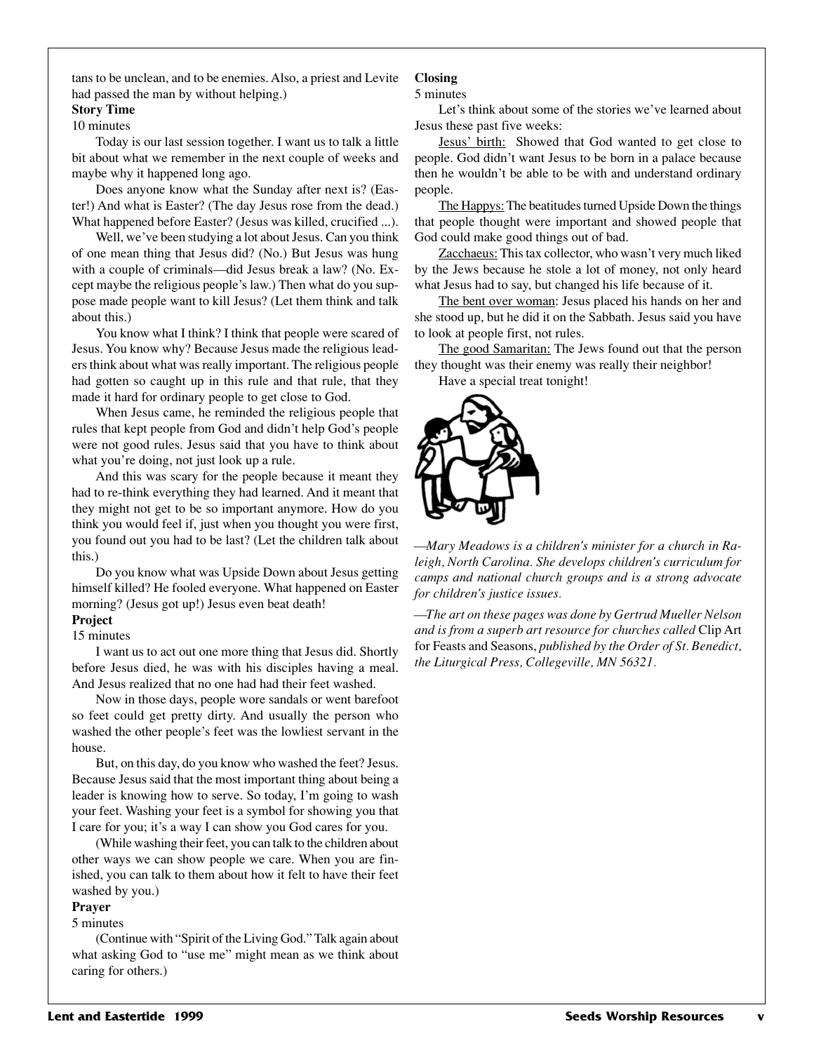tans to be unclean, and to be enemies. Also, a priest and Levite had passed the man by without helping.)

**Story Time**

10 minutes

Today is our last session together. I want us to talk a little bit about what we remember in the next couple of weeks and maybe why it happened long ago.

Does anyone know what the Sunday after next is? (Easter!) And what is Easter? (The day Jesus rose from the dead.) What happened before Easter? (Jesus was killed, crucified ...).

Well, we've been studying a lot about Jesus. Can you think of one mean thing that Jesus did? (No.) But Jesus was hung with a couple of criminals—did Jesus break a law? (No. Except maybe the religious people's law.) Then what do you suppose made people want to kill Jesus? (Let them think and talk about this.)

You know what I think? I think that people were scared of Jesus. You know why? Because Jesus made the religious leaders think about what was really important. The religious people had gotten so caught up in this rule and that rule, that they made it hard for ordinary people to get close to God.

When Jesus came, he reminded the religious people that rules that kept people from God and didn't help God's people were not good rules. Jesus said that you have to think about what you're doing, not just look up a rule.

And this was scary for the people because it meant they had to re-think everything they had learned. And it meant that they might not get to be so important anymore. How do you think you would feel if, just when you thought you were first, you found out you had to be last? (Let the children talk about this.)

Do you know what was Upside Down about Jesus getting himself killed? He fooled everyone. What happened on Easter morning? (Jesus got up!) Jesus even beat death!

**Project**

15 minutes

I want us to act out one more thing that Jesus did. Shortly before Jesus died, he was with his disciples having a meal. And Jesus realized that no one had had their feet washed.

Now in those days, people wore sandals or went barefoot so feet could get pretty dirty. And usually the person who washed the other people's feet was the lowliest servant in the house.

But, on this day, do you know who washed the feet? Jesus. Because Jesus said that the most important thing about being a leader is knowing how to serve. So today, I'm going to wash your feet. Washing your feet is a symbol for showing you that I care for you; it's a way I can show you God cares for you.

(While washing their feet, you can talk to the children about other ways we can show people we care. When you are finished, you can talk to them about how it felt to have their feet washed by you.)

**Prayer**

5 minutes

(Continue with "Spirit of the Living God." Talk again about what asking God to "use me" might mean as we think about caring for others.)

**Closing**

5 minutes

Let's think about some of the stories we've learned about Jesus these past five weeks:

Jesus' birth: Showed that God wanted to get close to people. God didn't want Jesus to be born in a palace because then he wouldn't be able to be with and understand ordinary people.

The Happys: The beatitudes turned Upside Down the things that people thought were important and showed people that God could make good things out of bad.

Zacchaeus: This tax collector, who wasn't very much liked by the Jews because he stole a lot of money, not only heard what Jesus had to say, but changed his life because of it.

The bent over woman: Jesus placed his hands on her and she stood up, but he did it on the Sabbath. Jesus said you have to look at people first, not rules.

The good Samaritan: The Jews found out that the person they thought was their enemy was really their neighbor!

Have a special treat tonight!

*—Mary Meadows is a children's minister for a church in Raleigh, North Carolina. She develops children's curriculum for camps and national church groups and is a strong advocate for children's justice issues.*

*—The art on these pages was done by Gertrud Mueller Nelson and is from a superb art resource for churches called* Clip Art for Feasts and Seasons, *published by the Order of St. Benedict, the Liturgical Press, Collegeville, MN 56321.*